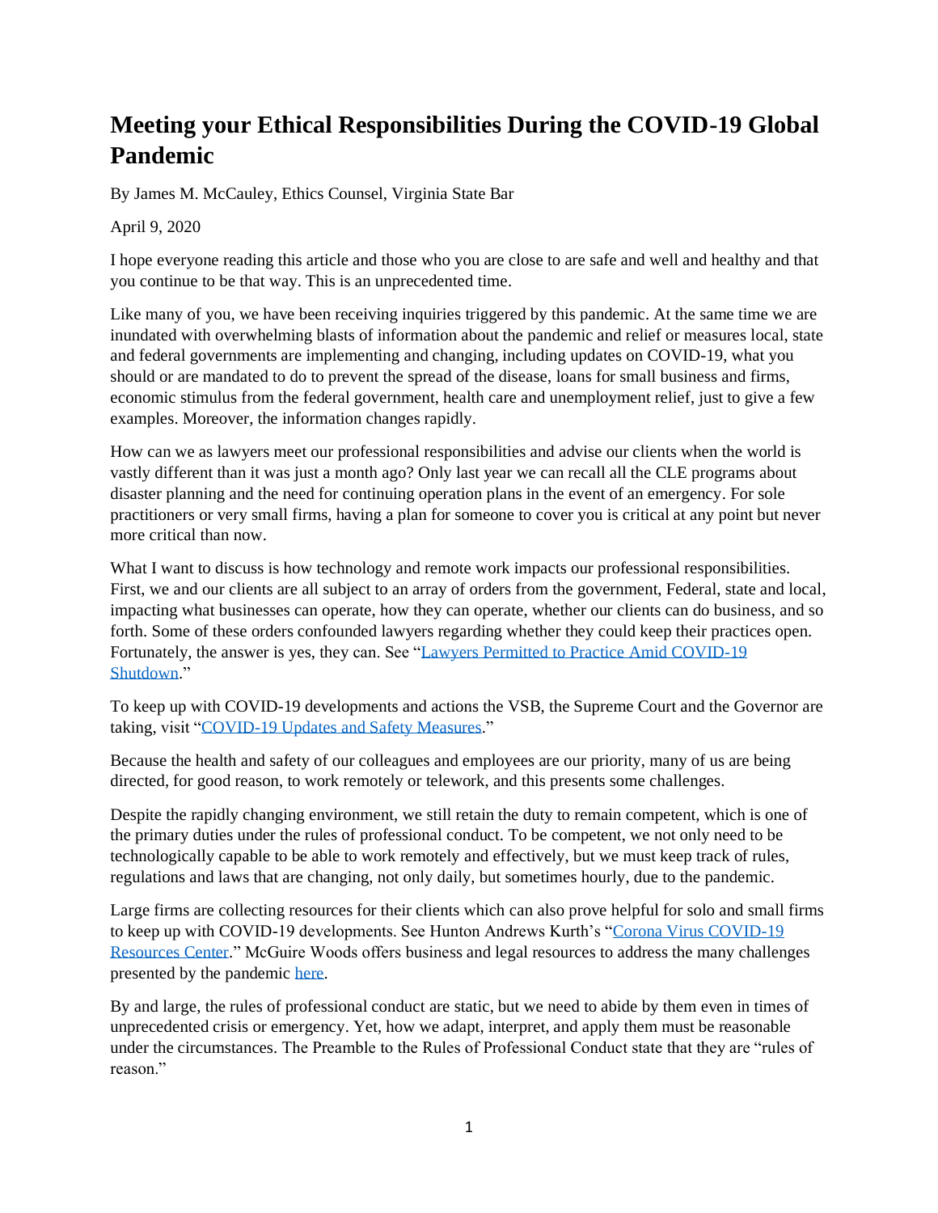# Meeting your Ethical Responsibilities During the COVID-19 Global Pandemic

By James M. McCauley, Ethics Counsel, Virginia State Bar

April 9, 2020

I hope everyone reading this article and those who you are close to are safe and well and healthy and that you continue to be that way. This is an unprecedented time.

Like many of you, we have been receiving inquiries triggered by this pandemic. At the same time we are inundated with overwhelming blasts of information about the pandemic and relief or measures local, state and federal governments are implementing and changing, including updates on COVID-19, what you should or are mandated to do to prevent the spread of the disease, loans for small business and firms, economic stimulus from the federal government, health care and unemployment relief, just to give a few examples. Moreover, the information changes rapidly.

How can we as lawyers meet our professional responsibilities and advise our clients when the world is vastly different than it was just a month ago? Only last year we can recall all the CLE programs about disaster planning and the need for continuing operation plans in the event of an emergency. For sole practitioners or very small firms, having a plan for someone to cover you is critical at any point but never more critical than now.

What I want to discuss is how technology and remote work impacts our professional responsibilities. First, we and our clients are all subject to an array of orders from the government, Federal, state and local, impacting what businesses can operate, how they can operate, whether our clients can do business, and so forth. Some of these orders confounded lawyers regarding whether they could keep their practices open. Fortunately, the answer is yes, they can. See "Lawyers Permitted to Practice Amid COVID-19 Shutdown."

To keep up with COVID-19 developments and actions the VSB, the Supreme Court and the Governor are taking, visit "COVID-19 Updates and Safety Measures."

Because the health and safety of our colleagues and employees are our priority, many of us are being directed, for good reason, to work remotely or telework, and this presents some challenges.

Despite the rapidly changing environment, we still retain the duty to remain competent, which is one of the primary duties under the rules of professional conduct. To be competent, we not only need to be technologically capable to be able to work remotely and effectively, but we must keep track of rules, regulations and laws that are changing, not only daily, but sometimes hourly, due to the pandemic.

Large firms are collecting resources for their clients which can also prove helpful for solo and small firms to keep up with COVID-19 developments. See Hunton Andrews Kurth's "Corona Virus COVID-19 Resources Center." McGuire Woods offers business and legal resources to address the many challenges presented by the pandemic here.

By and large, the rules of professional conduct are static, but we need to abide by them even in times of unprecedented crisis or emergency. Yet, how we adapt, interpret, and apply them must be reasonable under the circumstances. The Preamble to the Rules of Professional Conduct state that they are "rules of reason."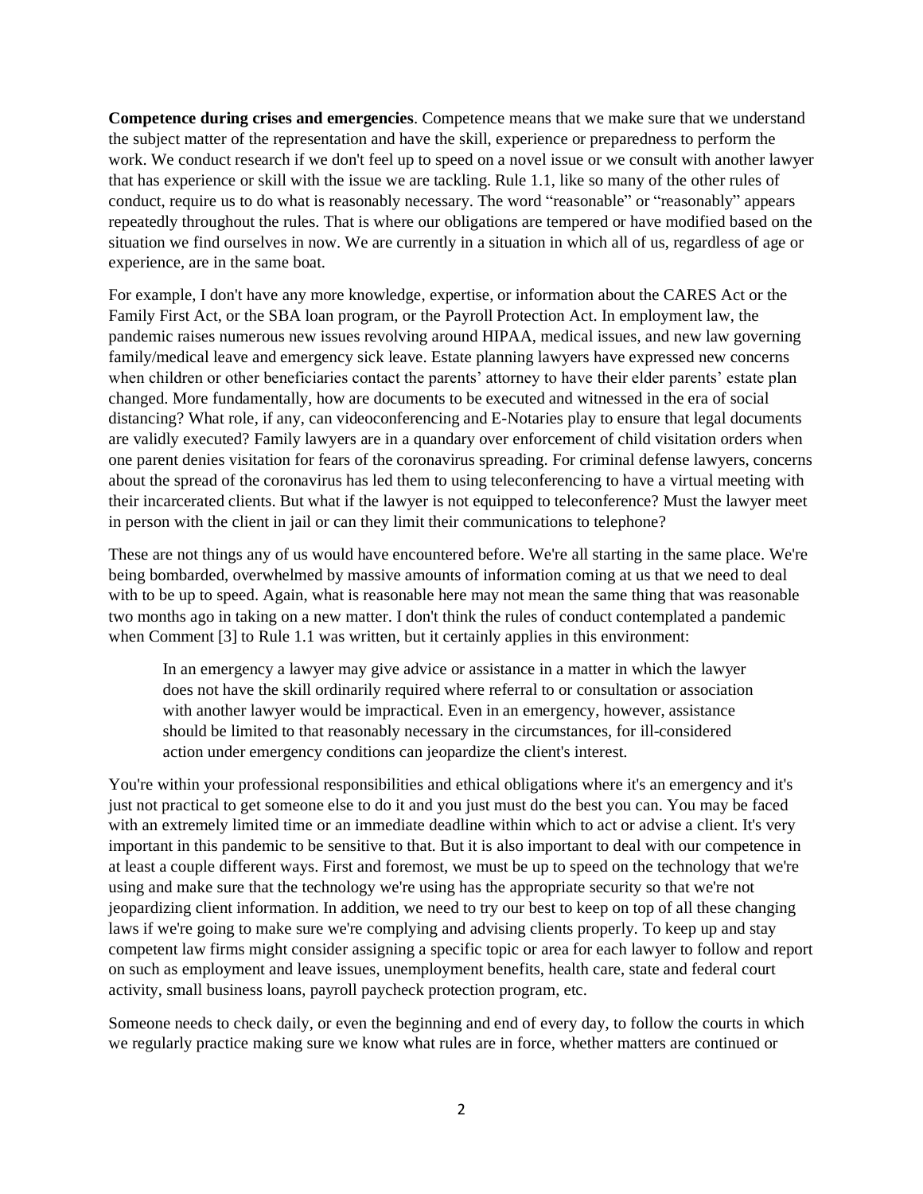**Competence during crises and emergencies**. Competence means that we make sure that we understand the subject matter of the representation and have the skill, experience or preparedness to perform the work. We conduct research if we don't feel up to speed on a novel issue or we consult with another lawyer that has experience or skill with the issue we are tackling. Rule 1.1, like so many of the other rules of conduct, require us to do what is reasonably necessary. The word "reasonable" or "reasonably" appears repeatedly throughout the rules. That is where our obligations are tempered or have modified based on the situation we find ourselves in now. We are currently in a situation in which all of us, regardless of age or experience, are in the same boat.

For example, I don't have any more knowledge, expertise, or information about the CARES Act or the Family First Act, or the SBA loan program, or the Payroll Protection Act. In employment law, the pandemic raises numerous new issues revolving around HIPAA, medical issues, and new law governing family/medical leave and emergency sick leave. Estate planning lawyers have expressed new concerns when children or other beneficiaries contact the parents' attorney to have their elder parents' estate plan changed. More fundamentally, how are documents to be executed and witnessed in the era of social distancing? What role, if any, can videoconferencing and E-Notaries play to ensure that legal documents are validly executed? Family lawyers are in a quandary over enforcement of child visitation orders when one parent denies visitation for fears of the coronavirus spreading. For criminal defense lawyers, concerns about the spread of the coronavirus has led them to using teleconferencing to have a virtual meeting with their incarcerated clients. But what if the lawyer is not equipped to teleconference? Must the lawyer meet in person with the client in jail or can they limit their communications to telephone?

These are not things any of us would have encountered before. We're all starting in the same place. We're being bombarded, overwhelmed by massive amounts of information coming at us that we need to deal with to be up to speed. Again, what is reasonable here may not mean the same thing that was reasonable two months ago in taking on a new matter. I don't think the rules of conduct contemplated a pandemic when Comment [3] to Rule 1.1 was written, but it certainly applies in this environment:

> In an emergency a lawyer may give advice or assistance in a matter in which the lawyer does not have the skill ordinarily required where referral to or consultation or association with another lawyer would be impractical. Even in an emergency, however, assistance should be limited to that reasonably necessary in the circumstances, for ill-considered action under emergency conditions can jeopardize the client's interest.

You're within your professional responsibilities and ethical obligations where it's an emergency and it's just not practical to get someone else to do it and you just must do the best you can. You may be faced with an extremely limited time or an immediate deadline within which to act or advise a client. It's very important in this pandemic to be sensitive to that. But it is also important to deal with our competence in at least a couple different ways. First and foremost, we must be up to speed on the technology that we're using and make sure that the technology we're using has the appropriate security so that we're not jeopardizing client information. In addition, we need to try our best to keep on top of all these changing laws if we're going to make sure we're complying and advising clients properly. To keep up and stay competent law firms might consider assigning a specific topic or area for each lawyer to follow and report on such as employment and leave issues, unemployment benefits, health care, state and federal court activity, small business loans, payroll paycheck protection program, etc.

Someone needs to check daily, or even the beginning and end of every day, to follow the courts in which we regularly practice making sure we know what rules are in force, whether matters are continued or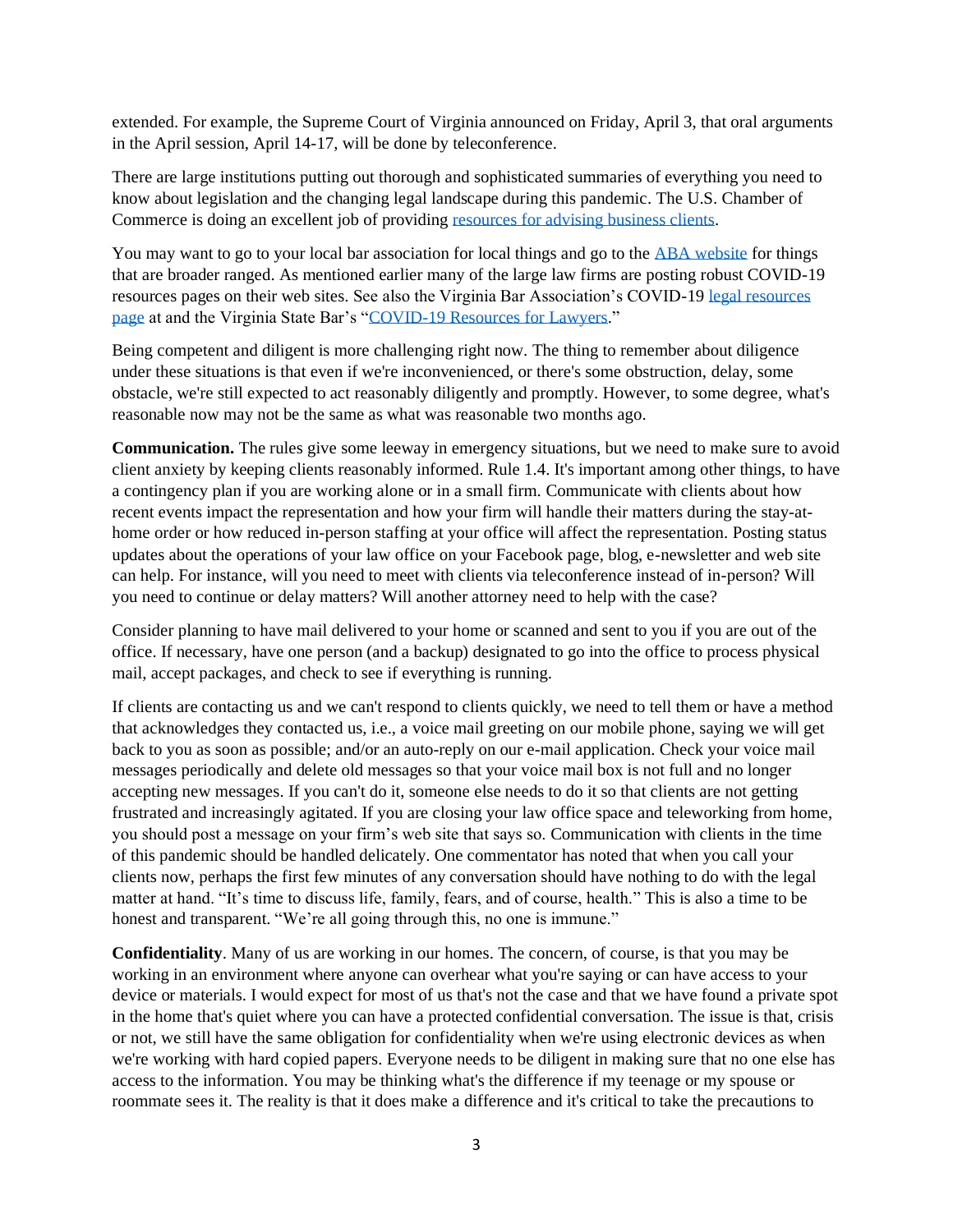extended. For example, the Supreme Court of Virginia announced on Friday, April 3, that oral arguments in the April session, April 14-17, will be done by teleconference.

There are large institutions putting out thorough and sophisticated summaries of everything you need to know about legislation and the changing legal landscape during this pandemic. The U.S. Chamber of Commerce is doing an excellent job of providing resources for advising business clients.

You may want to go to your local bar association for local things and go to the ABA website for things that are broader ranged. As mentioned earlier many of the large law firms are posting robust COVID-19 resources pages on their web sites. See also the Virginia Bar Association's COVID-19 legal resources page at and the Virginia State Bar's "COVID-19 Resources for Lawyers."

Being competent and diligent is more challenging right now. The thing to remember about diligence under these situations is that even if we're inconvenienced, or there's some obstruction, delay, some obstacle, we're still expected to act reasonably diligently and promptly. However, to some degree, what's reasonable now may not be the same as what was reasonable two months ago.

**Communication.** The rules give some leeway in emergency situations, but we need to make sure to avoid client anxiety by keeping clients reasonably informed. Rule 1.4. It's important among other things, to have a contingency plan if you are working alone or in a small firm. Communicate with clients about how recent events impact the representation and how your firm will handle their matters during the stay-at-home order or how reduced in-person staffing at your office will affect the representation. Posting status updates about the operations of your law office on your Facebook page, blog, e-newsletter and web site can help. For instance, will you need to meet with clients via teleconference instead of in-person? Will you need to continue or delay matters? Will another attorney need to help with the case?

Consider planning to have mail delivered to your home or scanned and sent to you if you are out of the office. If necessary, have one person (and a backup) designated to go into the office to process physical mail, accept packages, and check to see if everything is running.

If clients are contacting us and we can't respond to clients quickly, we need to tell them or have a method that acknowledges they contacted us, i.e., a voice mail greeting on our mobile phone, saying we will get back to you as soon as possible; and/or an auto-reply on our e-mail application. Check your voice mail messages periodically and delete old messages so that your voice mail box is not full and no longer accepting new messages. If you can't do it, someone else needs to do it so that clients are not getting frustrated and increasingly agitated. If you are closing your law office space and teleworking from home, you should post a message on your firm's web site that says so. Communication with clients in the time of this pandemic should be handled delicately. One commentator has noted that when you call your clients now, perhaps the first few minutes of any conversation should have nothing to do with the legal matter at hand. "It's time to discuss life, family, fears, and of course, health." This is also a time to be honest and transparent. "We're all going through this, no one is immune."

**Confidentiality**. Many of us are working in our homes. The concern, of course, is that you may be working in an environment where anyone can overhear what you're saying or can have access to your device or materials. I would expect for most of us that's not the case and that we have found a private spot in the home that's quiet where you can have a protected confidential conversation. The issue is that, crisis or not, we still have the same obligation for confidentiality when we're using electronic devices as when we're working with hard copied papers. Everyone needs to be diligent in making sure that no one else has access to the information. You may be thinking what's the difference if my teenage or my spouse or roommate sees it. The reality is that it does make a difference and it's critical to take the precautions to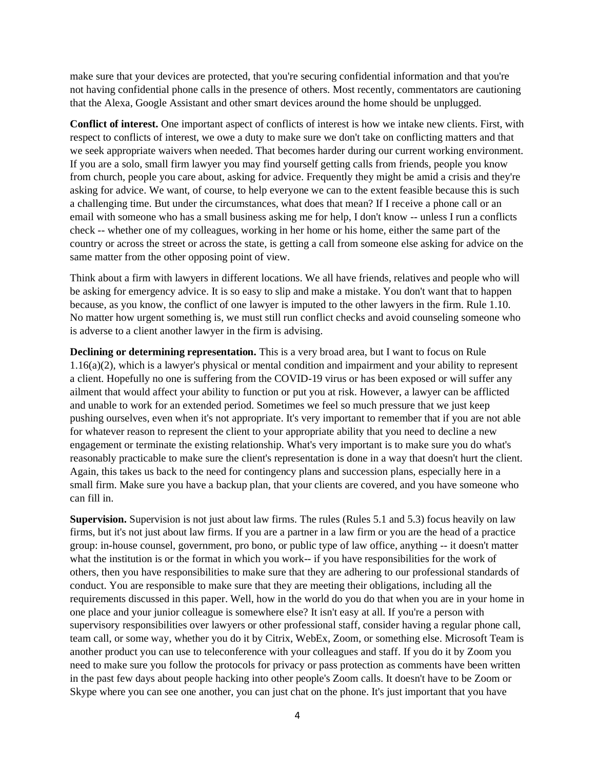make sure that your devices are protected, that you're securing confidential information and that you're not having confidential phone calls in the presence of others. Most recently, commentators are cautioning that the Alexa, Google Assistant and other smart devices around the home should be unplugged.

**Conflict of interest.** One important aspect of conflicts of interest is how we intake new clients. First, with respect to conflicts of interest, we owe a duty to make sure we don't take on conflicting matters and that we seek appropriate waivers when needed. That becomes harder during our current working environment. If you are a solo, small firm lawyer you may find yourself getting calls from friends, people you know from church, people you care about, asking for advice. Frequently they might be amid a crisis and they're asking for advice. We want, of course, to help everyone we can to the extent feasible because this is such a challenging time. But under the circumstances, what does that mean? If I receive a phone call or an email with someone who has a small business asking me for help, I don't know -- unless I run a conflicts check -- whether one of my colleagues, working in her home or his home, either the same part of the country or across the street or across the state, is getting a call from someone else asking for advice on the same matter from the other opposing point of view.

Think about a firm with lawyers in different locations. We all have friends, relatives and people who will be asking for emergency advice. It is so easy to slip and make a mistake. You don't want that to happen because, as you know, the conflict of one lawyer is imputed to the other lawyers in the firm. Rule 1.10. No matter how urgent something is, we must still run conflict checks and avoid counseling someone who is adverse to a client another lawyer in the firm is advising.

**Declining or determining representation.** This is a very broad area, but I want to focus on Rule 1.16(a)(2), which is a lawyer's physical or mental condition and impairment and your ability to represent a client. Hopefully no one is suffering from the COVID-19 virus or has been exposed or will suffer any ailment that would affect your ability to function or put you at risk. However, a lawyer can be afflicted and unable to work for an extended period. Sometimes we feel so much pressure that we just keep pushing ourselves, even when it's not appropriate. It's very important to remember that if you are not able for whatever reason to represent the client to your appropriate ability that you need to decline a new engagement or terminate the existing relationship. What's very important is to make sure you do what's reasonably practicable to make sure the client's representation is done in a way that doesn't hurt the client. Again, this takes us back to the need for contingency plans and succession plans, especially here in a small firm. Make sure you have a backup plan, that your clients are covered, and you have someone who can fill in.

**Supervision.** Supervision is not just about law firms. The rules (Rules 5.1 and 5.3) focus heavily on law firms, but it's not just about law firms. If you are a partner in a law firm or you are the head of a practice group: in-house counsel, government, pro bono, or public type of law office, anything -- it doesn't matter what the institution is or the format in which you work-- if you have responsibilities for the work of others, then you have responsibilities to make sure that they are adhering to our professional standards of conduct. You are responsible to make sure that they are meeting their obligations, including all the requirements discussed in this paper. Well, how in the world do you do that when you are in your home in one place and your junior colleague is somewhere else? It isn't easy at all. If you're a person with supervisory responsibilities over lawyers or other professional staff, consider having a regular phone call, team call, or some way, whether you do it by Citrix, WebEx, Zoom, or something else. Microsoft Team is another product you can use to teleconference with your colleagues and staff. If you do it by Zoom you need to make sure you follow the protocols for privacy or pass protection as comments have been written in the past few days about people hacking into other people's Zoom calls. It doesn't have to be Zoom or Skype where you can see one another, you can just chat on the phone. It's just important that you have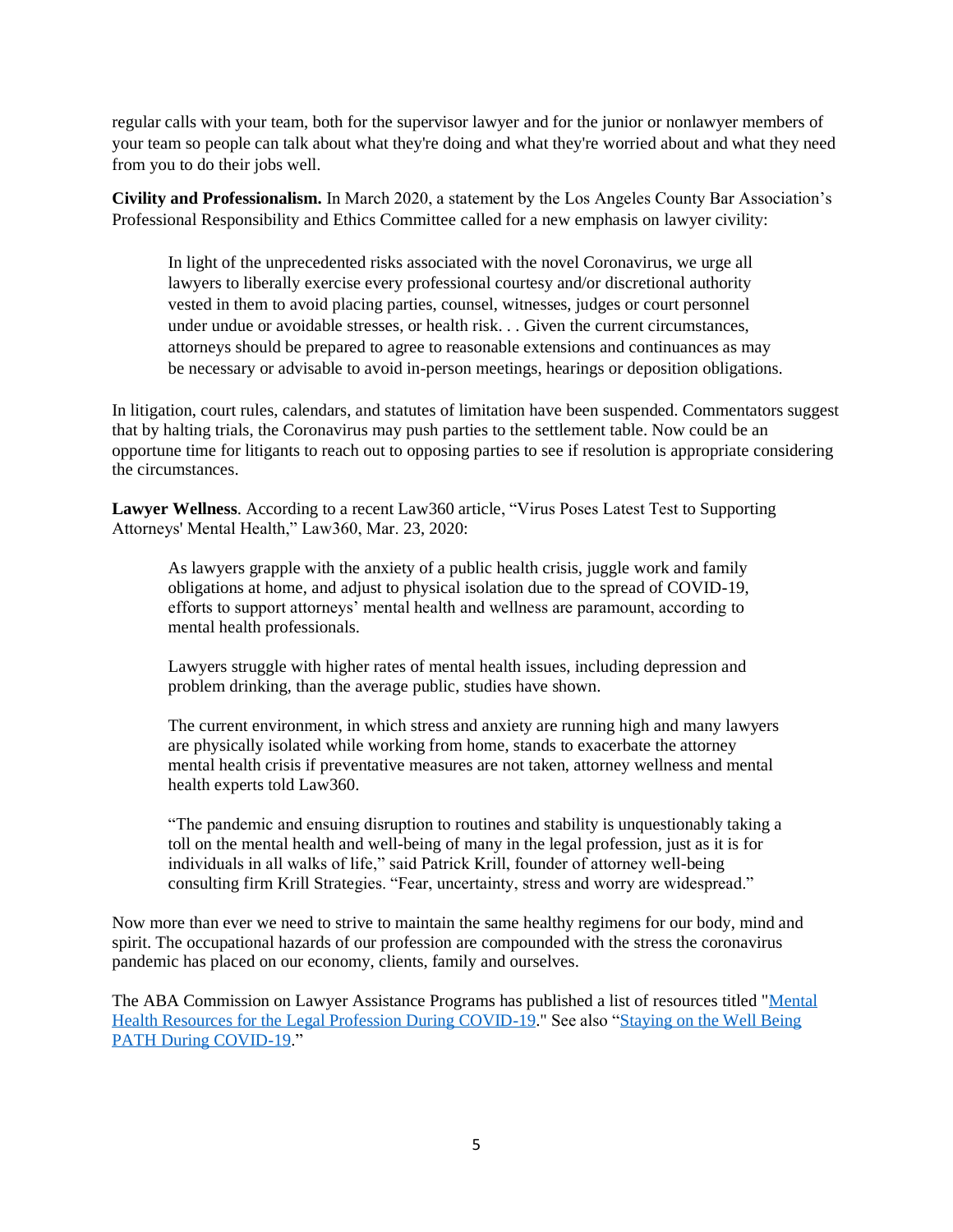regular calls with your team, both for the supervisor lawyer and for the junior or nonlawyer members of your team so people can talk about what they're doing and what they're worried about and what they need from you to do their jobs well.

**Civility and Professionalism.** In March 2020, a statement by the Los Angeles County Bar Association's Professional Responsibility and Ethics Committee called for a new emphasis on lawyer civility:

> In light of the unprecedented risks associated with the novel Coronavirus, we urge all lawyers to liberally exercise every professional courtesy and/or discretional authority vested in them to avoid placing parties, counsel, witnesses, judges or court personnel under undue or avoidable stresses, or health risk. . . Given the current circumstances, attorneys should be prepared to agree to reasonable extensions and continuances as may be necessary or advisable to avoid in-person meetings, hearings or deposition obligations.

In litigation, court rules, calendars, and statutes of limitation have been suspended. Commentators suggest that by halting trials, the Coronavirus may push parties to the settlement table. Now could be an opportune time for litigants to reach out to opposing parties to see if resolution is appropriate considering the circumstances.

**Lawyer Wellness**. According to a recent Law360 article, "Virus Poses Latest Test to Supporting Attorneys' Mental Health," Law360, Mar. 23, 2020:

> As lawyers grapple with the anxiety of a public health crisis, juggle work and family obligations at home, and adjust to physical isolation due to the spread of COVID-19, efforts to support attorneys' mental health and wellness are paramount, according to mental health professionals.
>
> Lawyers struggle with higher rates of mental health issues, including depression and problem drinking, than the average public, studies have shown.
>
> The current environment, in which stress and anxiety are running high and many lawyers are physically isolated while working from home, stands to exacerbate the attorney mental health crisis if preventative measures are not taken, attorney wellness and mental health experts told Law360.
>
> "The pandemic and ensuing disruption to routines and stability is unquestionably taking a toll on the mental health and well-being of many in the legal profession, just as it is for individuals in all walks of life," said Patrick Krill, founder of attorney well-being consulting firm Krill Strategies. "Fear, uncertainty, stress and worry are widespread."

Now more than ever we need to strive to maintain the same healthy regimens for our body, mind and spirit. The occupational hazards of our profession are compounded with the stress the coronavirus pandemic has placed on our economy, clients, family and ourselves.

The ABA Commission on Lawyer Assistance Programs has published a list of resources titled "Mental Health Resources for the Legal Profession During COVID-19." See also "Staying on the Well Being PATH During COVID-19."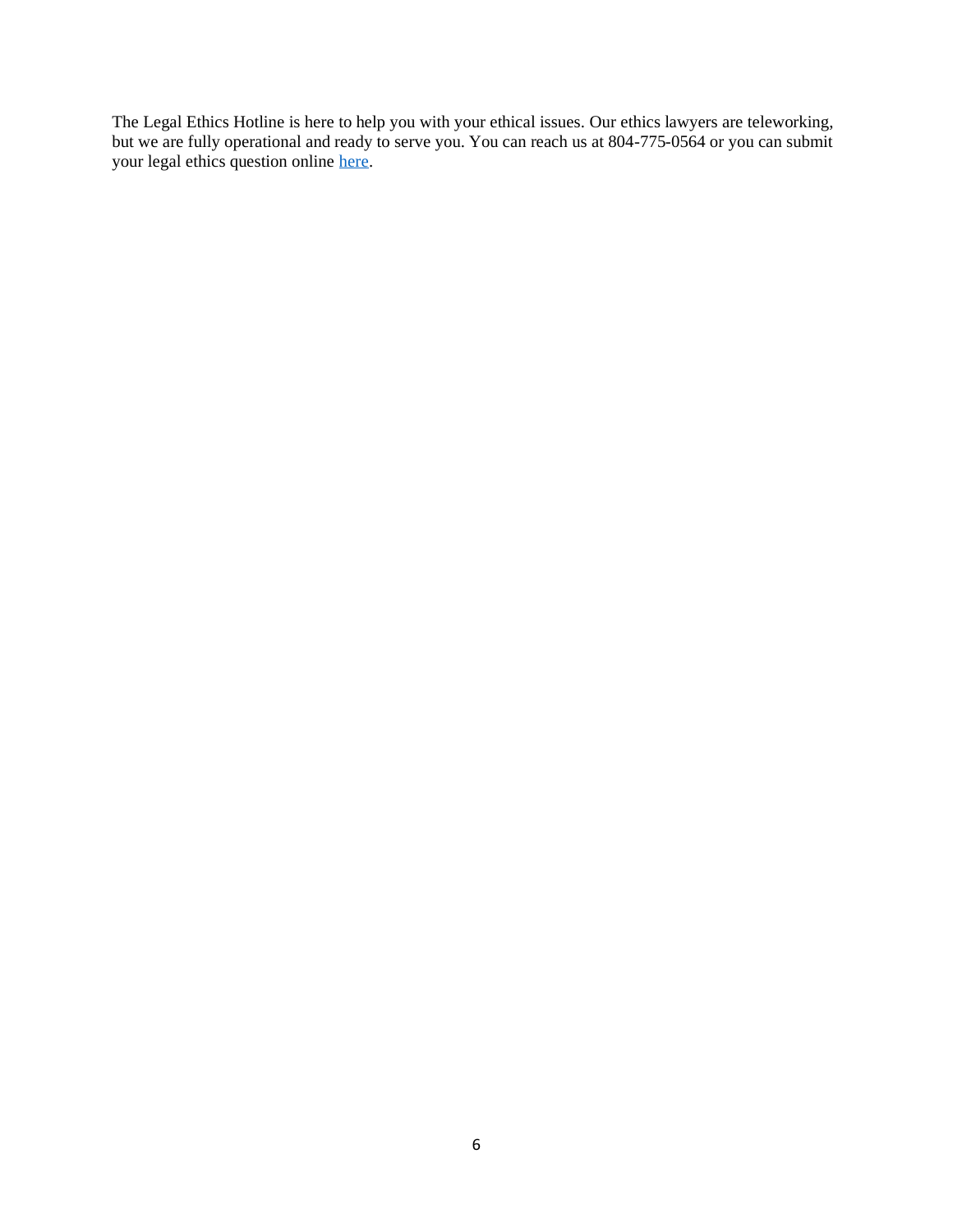The Legal Ethics Hotline is here to help you with your ethical issues. Our ethics lawyers are teleworking, but we are fully operational and ready to serve you. You can reach us at 804-775-0564 or you can submit your legal ethics question online here.